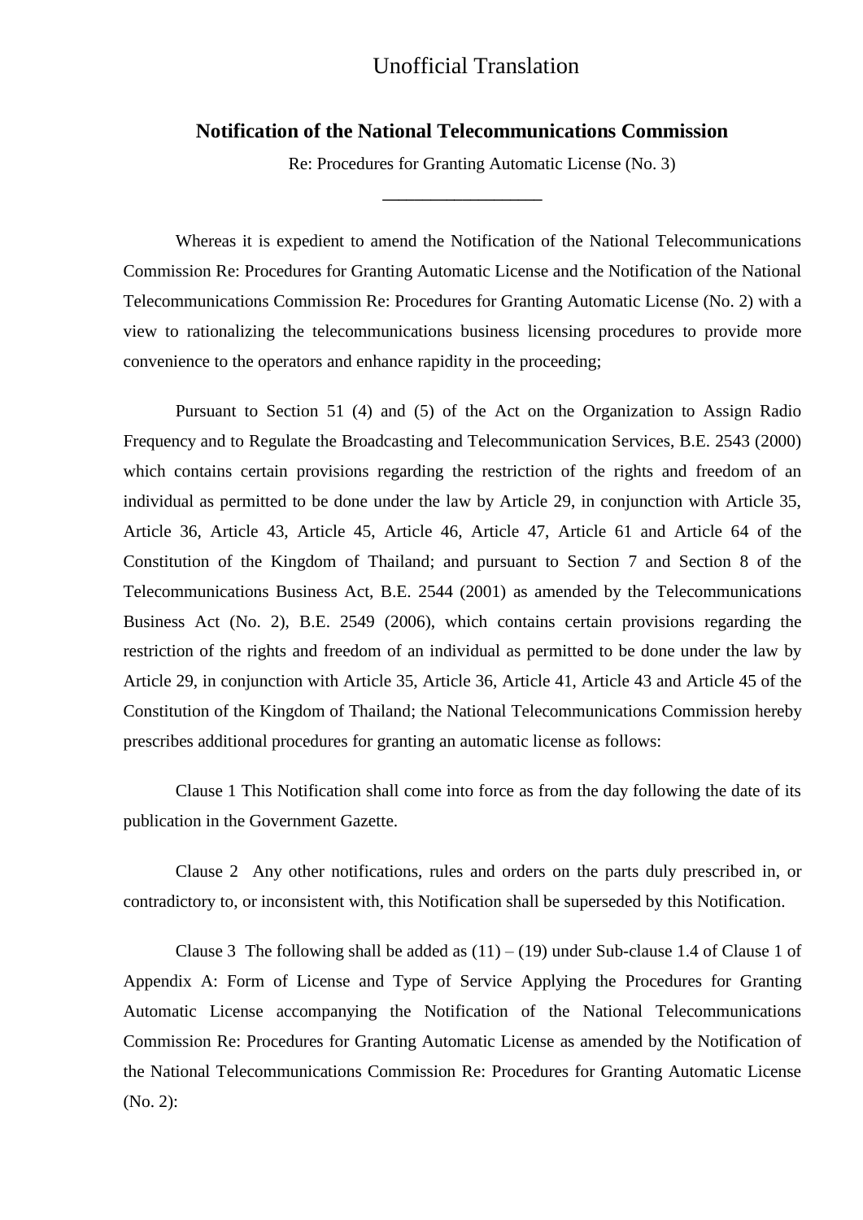Unofficial Translation

## Notification of the National Telecommunications Commission

Re: Procedures for Granting Automatic License (No. 3)

\_\_\_\_\_\_\_\_\_\_\_\_\_\_\_\_\_

Whereas it is expedient to amend the Notification of the National Telecommunications Commission Re: Procedures for Granting Automatic License and the Notification of the National Telecommunications Commission Re: Procedures for Granting Automatic License (No. 2) with a view to rationalizing the telecommunications business licensing procedures to provide more convenience to the operators and enhance rapidity in the proceeding;

Pursuant to Section 51 (4) and (5) of the Act on the Organization to Assign Radio Frequency and to Regulate the Broadcasting and Telecommunication Services, B.E. 2543 (2000) which contains certain provisions regarding the restriction of the rights and freedom of an individual as permitted to be done under the law by Article 29, in conjunction with Article 35, Article 36, Article 43, Article 45, Article 46, Article 47, Article 61 and Article 64 of the Constitution of the Kingdom of Thailand; and pursuant to Section 7 and Section 8 of the Telecommunications Business Act, B.E. 2544 (2001) as amended by the Telecommunications Business Act (No. 2), B.E. 2549 (2006), which contains certain provisions regarding the restriction of the rights and freedom of an individual as permitted to be done under the law by Article 29, in conjunction with Article 35, Article 36, Article 41, Article 43 and Article 45 of the Constitution of the Kingdom of Thailand; the National Telecommunications Commission hereby prescribes additional procedures for granting an automatic license as follows:

Clause 1 This Notification shall come into force as from the day following the date of its publication in the Government Gazette.

Clause 2 Any other notifications, rules and orders on the parts duly prescribed in, or contradictory to, or inconsistent with, this Notification shall be superseded by this Notification.

Clause 3 The following shall be added as (11) – (19) under Sub-clause 1.4 of Clause 1 of Appendix A: Form of License and Type of Service Applying the Procedures for Granting Automatic License accompanying the Notification of the National Telecommunications Commission Re: Procedures for Granting Automatic License as amended by the Notification of the National Telecommunications Commission Re: Procedures for Granting Automatic License (No. 2):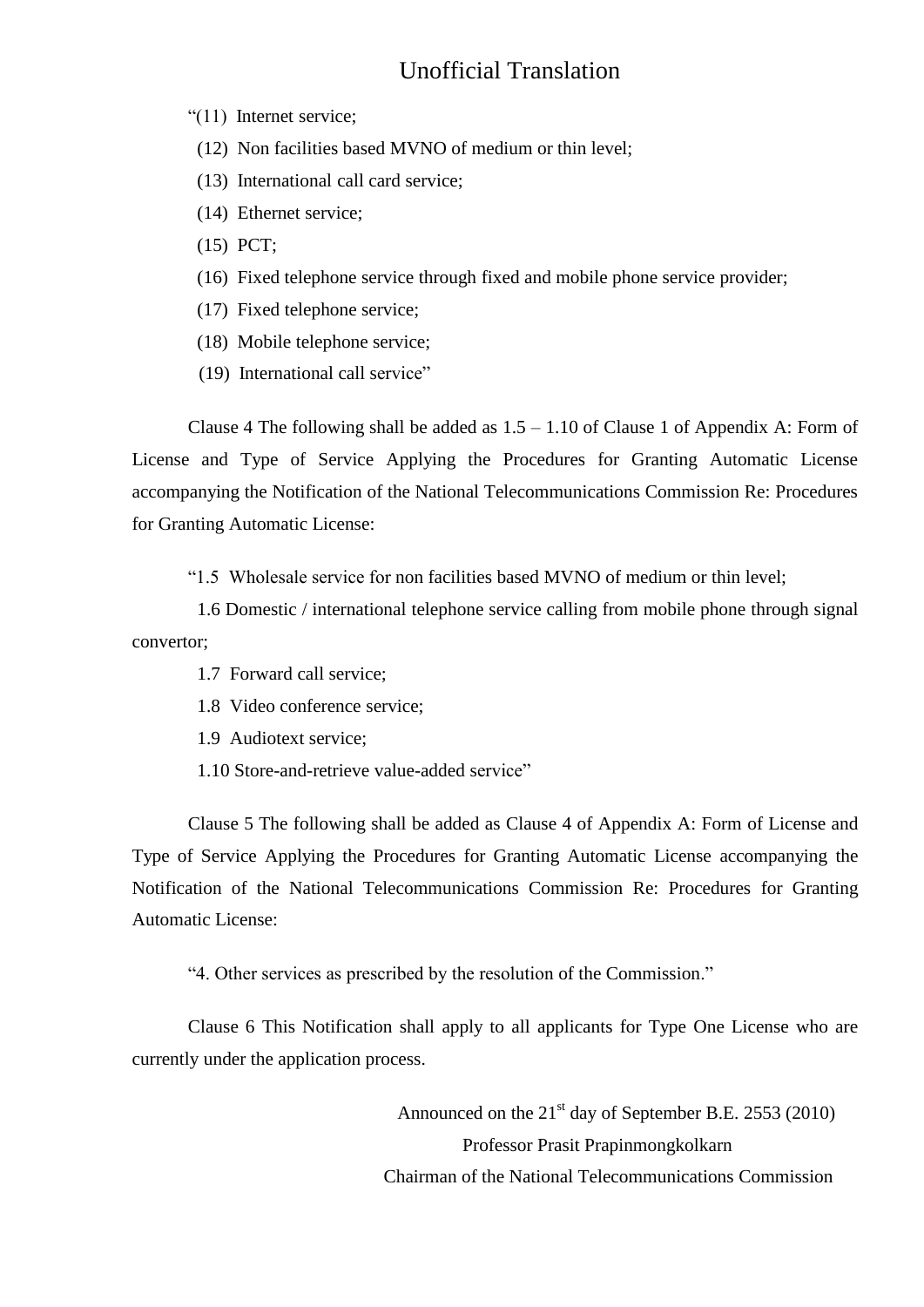Unofficial Translation

"(11) Internet service;

(12) Non facilities based MVNO of medium or thin level;

(13) International call card service;

(14) Ethernet service;

(15) PCT;

(16) Fixed telephone service through fixed and mobile phone service provider;

(17) Fixed telephone service;

(18) Mobile telephone service;

(19) International call service"

Clause 4 The following shall be added as 1.5 – 1.10 of Clause 1 of Appendix A: Form of License and Type of Service Applying the Procedures for Granting Automatic License accompanying the Notification of the National Telecommunications Commission Re: Procedures for Granting Automatic License:

"1.5 Wholesale service for non facilities based MVNO of medium or thin level;

1.6 Domestic / international telephone service calling from mobile phone through signal convertor;

1.7 Forward call service;

1.8 Video conference service;

1.9 Audiotext service;

1.10 Store-and-retrieve value-added service"

Clause 5 The following shall be added as Clause 4 of Appendix A: Form of License and Type of Service Applying the Procedures for Granting Automatic License accompanying the Notification of the National Telecommunications Commission Re: Procedures for Granting Automatic License:

"4. Other services as prescribed by the resolution of the Commission."

Clause 6 This Notification shall apply to all applicants for Type One License who are currently under the application process.

Announced on the 21st day of September B.E. 2553 (2010)

Professor Prasit Prapinmongkolkarn

Chairman of the National Telecommunications Commission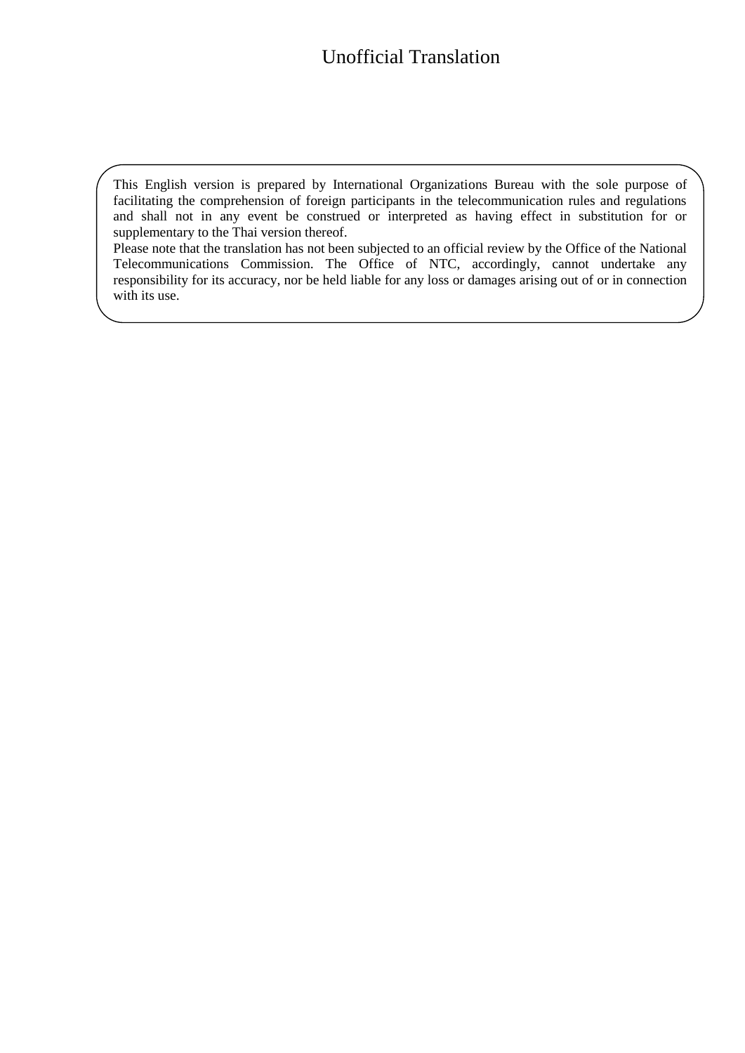Unofficial Translation

This English version is prepared by International Organizations Bureau with the sole purpose of facilitating the comprehension of foreign participants in the telecommunication rules and regulations and shall not in any event be construed or interpreted as having effect in substitution for or supplementary to the Thai version thereof.

Please note that the translation has not been subjected to an official review by the Office of the National Telecommunications Commission. The Office of NTC, accordingly, cannot undertake any responsibility for its accuracy, nor be held liable for any loss or damages arising out of or in connection with its use.